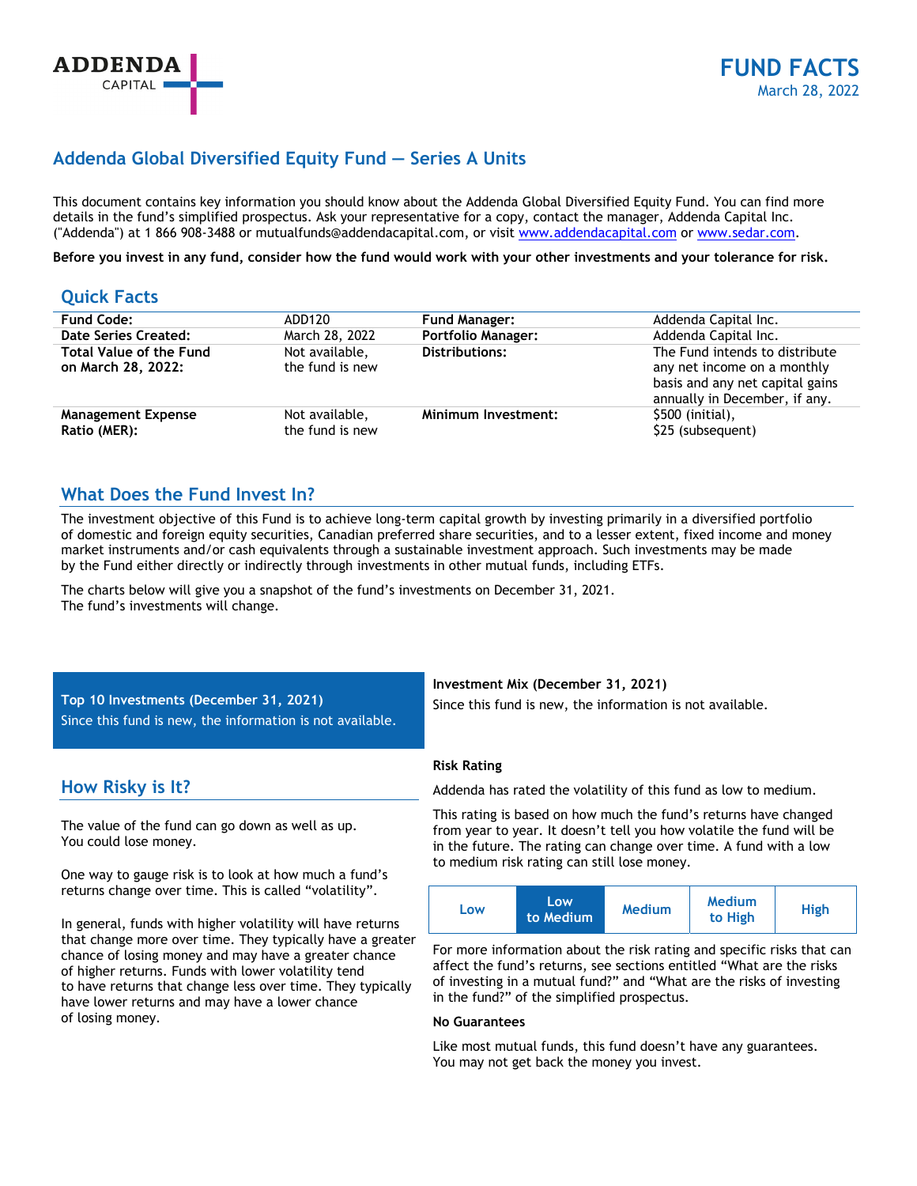ADDENDA CAPITAL

# FUND FACTS

March 28, 2022

## Addenda Global Diversified Equity Fund — Series A Units

This document contains key information you should know about the Addenda Global Diversified Equity Fund. You can find more details in the fund's simplified prospectus. Ask your representative for a copy, contact the manager, Addenda Capital Inc. ("Addenda") at 1 866 908-3488 or mutualfunds@addendacapital.com, or visit www.addendacapital.com or www.sedar.com.

**Before you invest in any fund, consider how the fund would work with your other investments and your tolerance for risk.**

## Quick Facts

| | | | |
|---|---|---|---|
| **Fund Code:** | ADD120 | **Fund Manager:** | Addenda Capital Inc. |
| **Date Series Created:** | March 28, 2022 | **Portfolio Manager:** | Addenda Capital Inc. |
| **Total Value of the Fund on March 28, 2022:** | Not available, the fund is new | **Distributions:** | The Fund intends to distribute any net income on a monthly basis and any net capital gains annually in December, if any. |
| **Management Expense Ratio (MER):** | Not available, the fund is new | **Minimum Investment:** | $500 (initial), $25 (subsequent) |

## What Does the Fund Invest In?

The investment objective of this Fund is to achieve long-term capital growth by investing primarily in a diversified portfolio of domestic and foreign equity securities, Canadian preferred share securities, and to a lesser extent, fixed income and money market instruments and/or cash equivalents through a sustainable investment approach. Such investments may be made by the Fund either directly or indirectly through investments in other mutual funds, including ETFs.

The charts below will give you a snapshot of the fund's investments on December 31, 2021. The fund's investments will change.

**Top 10 Investments (December 31, 2021)**

Since this fund is new, the information is not available.

**Investment Mix (December 31, 2021)**

Since this fund is new, the information is not available.

## How Risky is It?

The value of the fund can go down as well as up. You could lose money.

One way to gauge risk is to look at how much a fund's returns change over time. This is called "volatility".

In general, funds with higher volatility will have returns that change more over time. They typically have a greater chance of losing money and may have a greater chance of higher returns. Funds with lower volatility tend to have returns that change less over time. They typically have lower returns and may have a lower chance of losing money.

**Risk Rating**

Addenda has rated the volatility of this fund as low to medium.

This rating is based on how much the fund's returns have changed from year to year. It doesn't tell you how volatile the fund will be in the future. The rating can change over time. A fund with a low to medium risk rating can still lose money.

| Low | **Low to Medium** | Medium | Medium to High | High |
|---|---|---|---|---|

For more information about the risk rating and specific risks that can affect the fund's returns, see sections entitled "What are the risks of investing in a mutual fund?" and "What are the risks of investing in the fund?" of the simplified prospectus.

**No Guarantees**

Like most mutual funds, this fund doesn't have any guarantees. You may not get back the money you invest.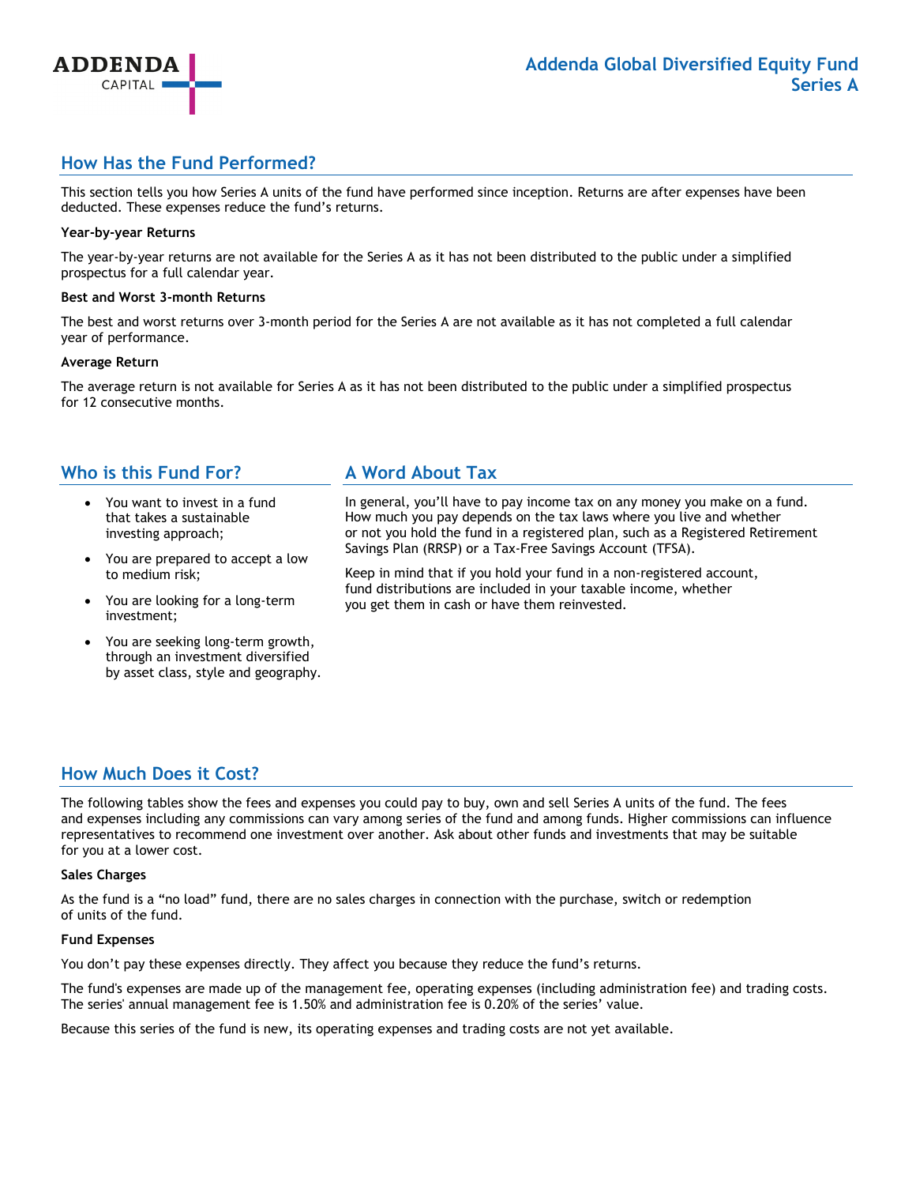## How Has the Fund Performed?

This section tells you how Series A units of the fund have performed since inception. Returns are after expenses have been deducted. These expenses reduce the fund's returns.

**Year-by-year Returns**

The year-by-year returns are not available for the Series A as it has not been distributed to the public under a simplified prospectus for a full calendar year.

**Best and Worst 3-month Returns**

The best and worst returns over 3-month period for the Series A are not available as it has not completed a full calendar year of performance.

**Average Return**

The average return is not available for Series A as it has not been distributed to the public under a simplified prospectus for 12 consecutive months.

## Who is this Fund For?

- You want to invest in a fund that takes a sustainable investing approach;
- You are prepared to accept a low to medium risk;
- You are looking for a long-term investment;
- You are seeking long-term growth, through an investment diversified by asset class, style and geography.

## A Word About Tax

In general, you'll have to pay income tax on any money you make on a fund. How much you pay depends on the tax laws where you live and whether or not you hold the fund in a registered plan, such as a Registered Retirement Savings Plan (RRSP) or a Tax-Free Savings Account (TFSA).

Keep in mind that if you hold your fund in a non-registered account, fund distributions are included in your taxable income, whether you get them in cash or have them reinvested.

## How Much Does it Cost?

The following tables show the fees and expenses you could pay to buy, own and sell Series A units of the fund. The fees and expenses including any commissions can vary among series of the fund and among funds. Higher commissions can influence representatives to recommend one investment over another. Ask about other funds and investments that may be suitable for you at a lower cost.

**Sales Charges**

As the fund is a "no load" fund, there are no sales charges in connection with the purchase, switch or redemption of units of the fund.

**Fund Expenses**

You don't pay these expenses directly. They affect you because they reduce the fund's returns.

The fund's expenses are made up of the management fee, operating expenses (including administration fee) and trading costs. The series' annual management fee is 1.50% and administration fee is 0.20% of the series' value.

Because this series of the fund is new, its operating expenses and trading costs are not yet available.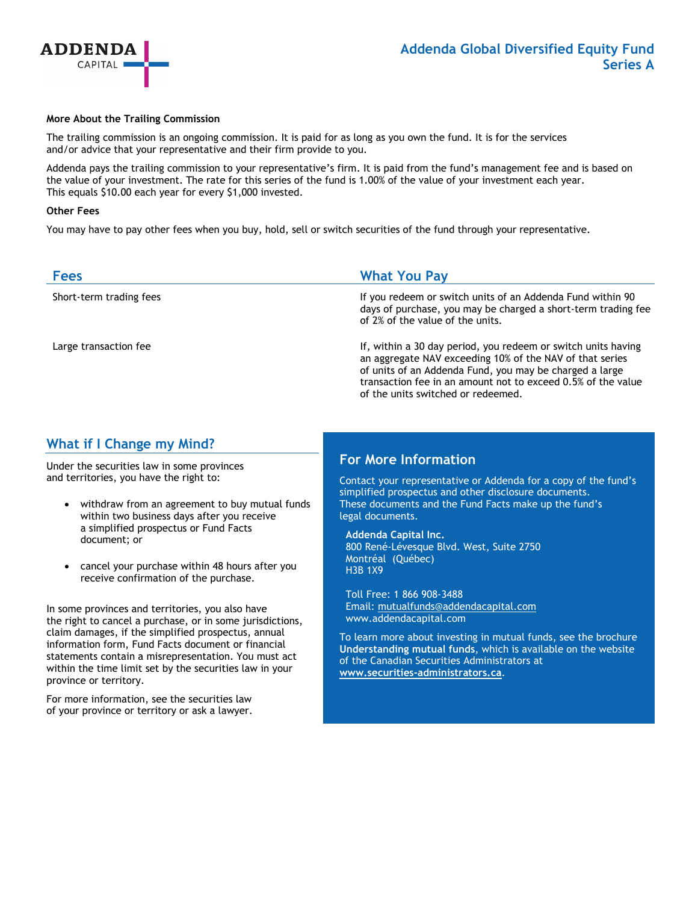**More About the Trailing Commission**

The trailing commission is an ongoing commission. It is paid for as long as you own the fund. It is for the services and/or advice that your representative and their firm provide to you.

Addenda pays the trailing commission to your representative's firm. It is paid from the fund's management fee and is based on the value of your investment. The rate for this series of the fund is 1.00% of the value of your investment each year. This equals $10.00 each year for every $1,000 invested.

**Other Fees**

You may have to pay other fees when you buy, hold, sell or switch securities of the fund through your representative.

| Fees | What You Pay |
|---|---|
| Short-term trading fees | If you redeem or switch units of an Addenda Fund within 90 days of purchase, you may be charged a short-term trading fee of 2% of the value of the units. |
| Large transaction fee | If, within a 30 day period, you redeem or switch units having an aggregate NAV exceeding 10% of the NAV of that series of units of an Addenda Fund, you may be charged a large transaction fee in an amount not to exceed 0.5% of the value of the units switched or redeemed. |

## What if I Change my Mind?

Under the securities law in some provinces and territories, you have the right to:

- withdraw from an agreement to buy mutual funds within two business days after you receive a simplified prospectus or Fund Facts document; or
- cancel your purchase within 48 hours after you receive confirmation of the purchase.

In some provinces and territories, you also have the right to cancel a purchase, or in some jurisdictions, claim damages, if the simplified prospectus, annual information form, Fund Facts document or financial statements contain a misrepresentation. You must act within the time limit set by the securities law in your province or territory.

For more information, see the securities law of your province or territory or ask a lawyer.

## For More Information

Contact your representative or Addenda for a copy of the fund's simplified prospectus and other disclosure documents. These documents and the Fund Facts make up the fund's legal documents.

**Addenda Capital Inc.**
800 René-Lévesque Blvd. West, Suite 2750
Montréal (Québec)
H3B 1X9

Toll Free: 1 866 908-3488
Email: mutualfunds@addendacapital.com
www.addendacapital.com

To learn more about investing in mutual funds, see the brochure **Understanding mutual funds**, which is available on the website of the Canadian Securities Administrators at **www.securities-administrators.ca**.